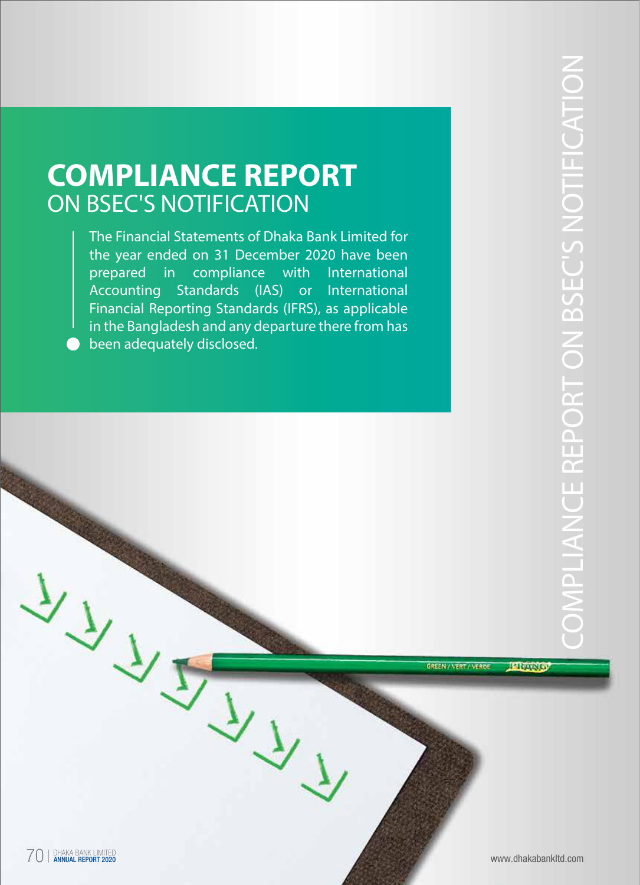# COMPLIANCE REPORT
## ON BSEC'S NOTIFICATION

The Financial Statements of Dhaka Bank Limited for the year ended on 31 December 2020 have been prepared in compliance with International Accounting Standards (IAS) or International Financial Reporting Standards (IFRS), as applicable in the Bangladesh and any departure there from has been adequately disclosed.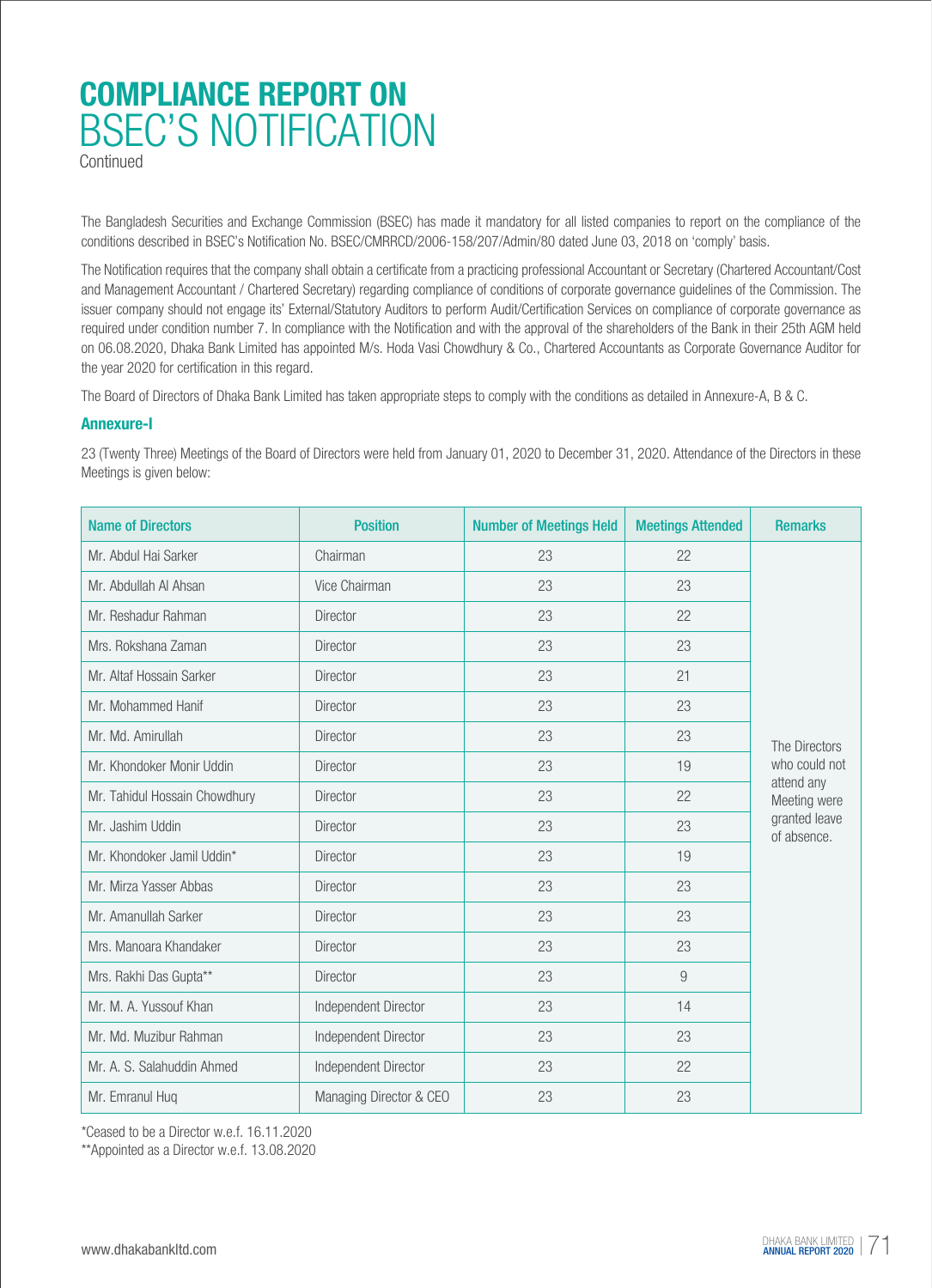# COMPLIANCE REPORT ON BSEC'S NOTIFICATION

Continued

The Bangladesh Securities and Exchange Commission (BSEC) has made it mandatory for all listed companies to report on the compliance of the conditions described in BSEC's Notification No. BSEC/CMRRCD/2006-158/207/Admin/80 dated June 03, 2018 on 'comply' basis.

The Notification requires that the company shall obtain a certificate from a practicing professional Accountant or Secretary (Chartered Accountant/Cost and Management Accountant / Chartered Secretary) regarding compliance of conditions of corporate governance guidelines of the Commission. The issuer company should not engage its' External/Statutory Auditors to perform Audit/Certification Services on compliance of corporate governance as required under condition number 7. In compliance with the Notification and with the approval of the shareholders of the Bank in their 25th AGM held on 06.08.2020, Dhaka Bank Limited has appointed M/s. Hoda Vasi Chowdhury & Co., Chartered Accountants as Corporate Governance Auditor for the year 2020 for certification in this regard.

The Board of Directors of Dhaka Bank Limited has taken appropriate steps to comply with the conditions as detailed in Annexure-A, B & C.

### Annexure-I

23 (Twenty Three) Meetings of the Board of Directors were held from January 01, 2020 to December 31, 2020. Attendance of the Directors in these Meetings is given below:

| Name of Directors | Position | Number of Meetings Held | Meetings Attended | Remarks |
|---|---|---|---|---|
| Mr. Abdul Hai Sarker | Chairman | 23 | 22 | The Directors who could not attend any Meeting were granted leave of absence. |
| Mr. Abdullah Al Ahsan | Vice Chairman | 23 | 23 | |
| Mr. Reshadur Rahman | Director | 23 | 22 | |
| Mrs. Rokshana Zaman | Director | 23 | 23 | |
| Mr. Altaf Hossain Sarker | Director | 23 | 21 | |
| Mr. Mohammed Hanif | Director | 23 | 23 | |
| Mr. Md. Amirullah | Director | 23 | 23 | |
| Mr. Khondoker Monir Uddin | Director | 23 | 19 | |
| Mr. Tahidul Hossain Chowdhury | Director | 23 | 22 | |
| Mr. Jashim Uddin | Director | 23 | 23 | |
| Mr. Khondoker Jamil Uddin* | Director | 23 | 19 | |
| Mr. Mirza Yasser Abbas | Director | 23 | 23 | |
| Mr. Amanullah Sarker | Director | 23 | 23 | |
| Mrs. Manoara Khandaker | Director | 23 | 23 | |
| Mrs. Rakhi Das Gupta** | Director | 23 | 9 | |
| Mr. M. A. Yussouf Khan | Independent Director | 23 | 14 | |
| Mr. Md. Muzibur Rahman | Independent Director | 23 | 23 | |
| Mr. A. S. Salahuddin Ahmed | Independent Director | 23 | 22 | |
| Mr. Emranul Huq | Managing Director & CEO | 23 | 23 | |

*Ceased to be a Director w.e.f. 16.11.2020

**Appointed as a Director w.e.f. 13.08.2020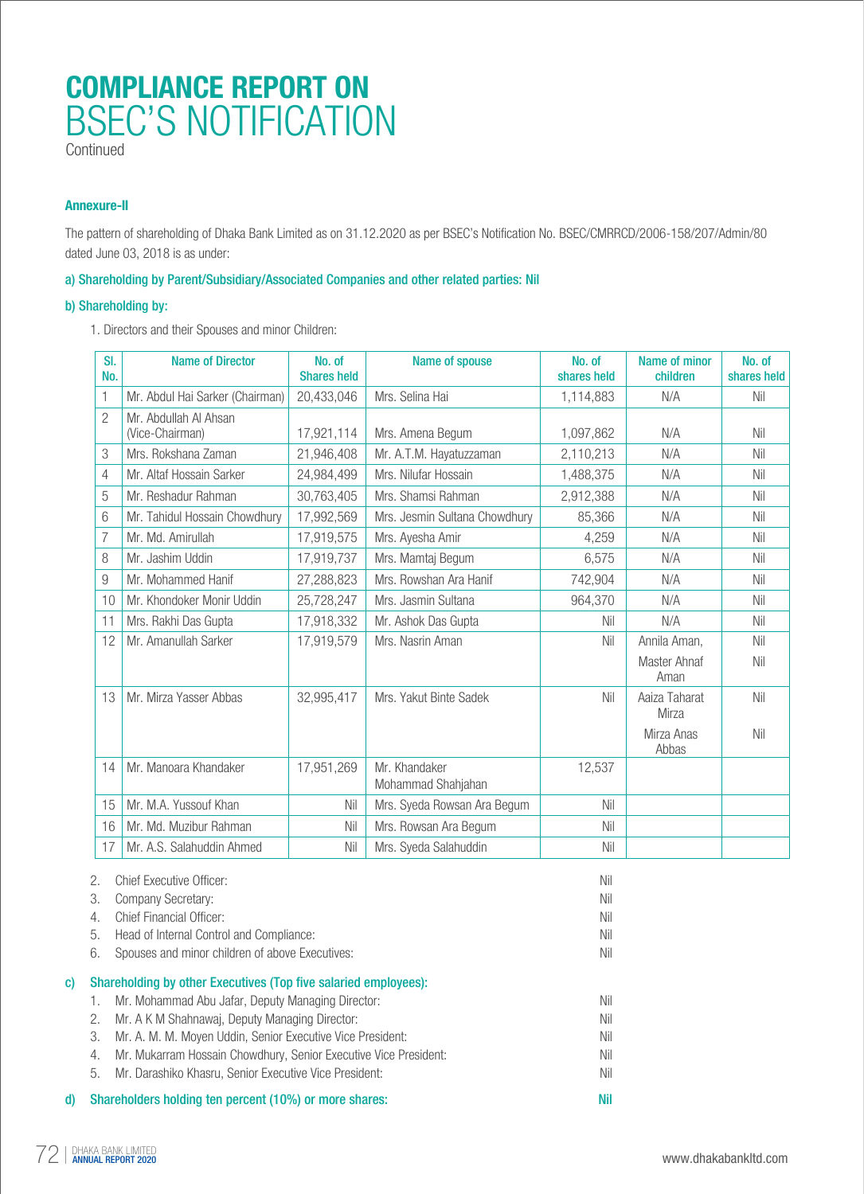# COMPLIANCE REPORT ON BSEC'S NOTIFICATION
Continued

**Annexure-II**

The pattern of shareholding of Dhaka Bank Limited as on 31.12.2020 as per BSEC's Notification No. BSEC/CMRRCD/2006-158/207/Admin/80 dated June 03, 2018 is as under:

**a) Shareholding by Parent/Subsidiary/Associated Companies and other related parties: Nil**

**b) Shareholding by:**

1. Directors and their Spouses and minor Children:

| Sl. No. | Name of Director | No. of Shares held | Name of spouse | No. of shares held | Name of minor children | No. of shares held |
|---|---|---|---|---|---|---|
| 1 | Mr. Abdul Hai Sarker (Chairman) | 20,433,046 | Mrs. Selina Hai | 1,114,883 | N/A | Nil |
| 2 | Mr. Abdullah Al Ahsan (Vice-Chairman) | 17,921,114 | Mrs. Amena Begum | 1,097,862 | N/A | Nil |
| 3 | Mrs. Rokshana Zaman | 21,946,408 | Mr. A.T.M. Hayatuzzaman | 2,110,213 | N/A | Nil |
| 4 | Mr. Altaf Hossain Sarker | 24,984,499 | Mrs. Nilufar Hossain | 1,488,375 | N/A | Nil |
| 5 | Mr. Reshadur Rahman | 30,763,405 | Mrs. Shamsi Rahman | 2,912,388 | N/A | Nil |
| 6 | Mr. Tahidul Hossain Chowdhury | 17,992,569 | Mrs. Jesmin Sultana Chowdhury | 85,366 | N/A | Nil |
| 7 | Mr. Md. Amirullah | 17,919,575 | Mrs. Ayesha Amir | 4,259 | N/A | Nil |
| 8 | Mr. Jashim Uddin | 17,919,737 | Mrs. Mamtaj Begum | 6,575 | N/A | Nil |
| 9 | Mr. Mohammed Hanif | 27,288,823 | Mrs. Rowshan Ara Hanif | 742,904 | N/A | Nil |
| 10 | Mr. Khondoker Monir Uddin | 25,728,247 | Mrs. Jasmin Sultana | 964,370 | N/A | Nil |
| 11 | Mrs. Rakhi Das Gupta | 17,918,332 | Mr. Ashok Das Gupta | Nil | N/A | Nil |
| 12 | Mr. Amanullah Sarker | 17,919,579 | Mrs. Nasrin Aman | Nil | Annila Aman, | Nil |
| | | | | | Master Ahnaf Aman | Nil |
| 13 | Mr. Mirza Yasser Abbas | 32,995,417 | Mrs. Yakut Binte Sadek | Nil | Aaiza Taharat Mirza | Nil |
| | | | | | Mirza Anas Abbas | Nil |
| 14 | Mr. Manoara Khandaker | 17,951,269 | Mr. Khandaker Mohammad Shahjahan | 12,537 | | |
| 15 | Mr. M.A. Yussouf Khan | Nil | Mrs. Syeda Rowsan Ara Begum | Nil | | |
| 16 | Mr. Md. Muzibur Rahman | Nil | Mrs. Rowsan Ara Begum | Nil | | |
| 17 | Mr. A.S. Salahuddin Ahmed | Nil | Mrs. Syeda Salahuddin | Nil | | |

2. Chief Executive Officer: Nil
3. Company Secretary: Nil
4. Chief Financial Officer: Nil
5. Head of Internal Control and Compliance: Nil
6. Spouses and minor children of above Executives: Nil

**c) Shareholding by other Executives (Top five salaried employees):**

1. Mr. Mohammad Abu Jafar, Deputy Managing Director: Nil
2. Mr. A K M Shahnawaj, Deputy Managing Director: Nil
3. Mr. A. M. M. Moyen Uddin, Senior Executive Vice President: Nil
4. Mr. Mukarram Hossain Chowdhury, Senior Executive Vice President: Nil
5. Mr. Darashiko Khasru, Senior Executive Vice President: Nil

**d) Shareholders holding ten percent (10%) or more shares: Nil**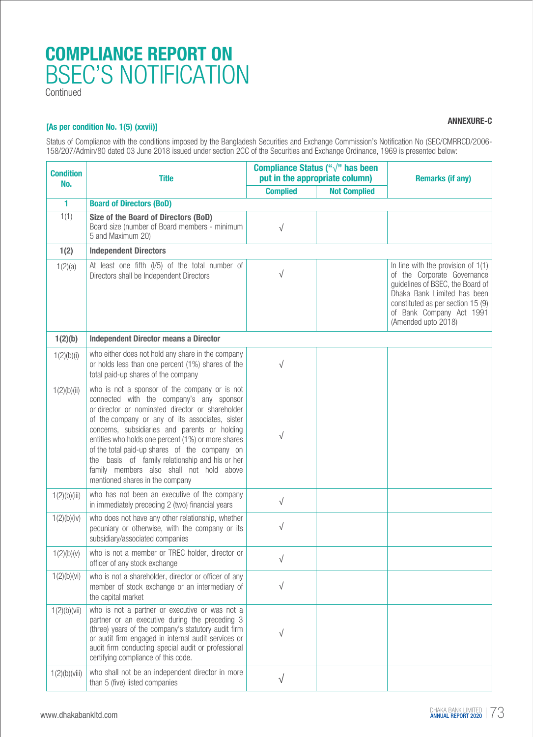# COMPLIANCE REPORT ON BSEC'S NOTIFICATION

Continued

**[As per condition No. 1(5) (xxvii)]**

**ANNEXURE-C**

Status of Compliance with the conditions imposed by the Bangladesh Securities and Exchange Commission's Notification No (SEC/CMRRCD/2006-158/207/Admin/80 dated 03 June 2018 issued under section 2CC of the Securities and Exchange Ordinance, 1969 is presented below:

| Condition No. | Title | Compliance Status ("√" has been put in the appropriate column) | | Remarks (if any) |
|---|---|---|---|---|
| | | Complied | Not Complied | |
| **1** | **Board of Directors (BoD)** | | | |
| 1(1) | **Size of the Board of Directors (BoD)** Board size (number of Board members - minimum 5 and Maximum 20) | √ | | |
| **1(2)** | **Independent Directors** | | | |
| 1(2)(a) | At least one fifth (I/5) of the total number of Directors shall be Independent Directors | √ | | In line with the provision of 1(1) of the Corporate Governance guidelines of BSEC, the Board of Dhaka Bank Limited has been constituted as per section 15 (9) of Bank Company Act 1991 (Amended upto 2018) |
| **1(2)(b)** | **Independent Director means a Director** | | | |
| 1(2)(b)(i) | who either does not hold any share in the company or holds less than one percent (1%) shares of the total paid-up shares of the company | √ | | |
| 1(2)(b)(ii) | who is not a sponsor of the company or is not connected with the company's any sponsor or director or nominated director or shareholder of the company or any of its associates, sister concerns, subsidiaries and parents or holding entities who holds one percent (1%) or more shares of the total paid-up shares of the company on the basis of family relationship and his or her family members also shall not hold above mentioned shares in the company | √ | | |
| 1(2)(b)(iii) | who has not been an executive of the company in immediately preceding 2 (two) financial years | √ | | |
| 1(2)(b)(iv) | who does not have any other relationship, whether pecuniary or otherwise, with the company or its subsidiary/associated companies | √ | | |
| 1(2)(b)(v) | who is not a member or TREC holder, director or officer of any stock exchange | √ | | |
| 1(2)(b)(vi) | who is not a shareholder, director or officer of any member of stock exchange or an intermediary of the capital market | √ | | |
| 1(2)(b)(vii) | who is not a partner or executive or was not a partner or an executive during the preceding 3 (three) years of the company's statutory audit firm or audit firm engaged in internal audit services or audit firm conducting special audit or professional certifying compliance of this code. | √ | | |
| 1(2)(b)(viii) | who shall not be an independent director in more than 5 (five) listed companies | √ | | |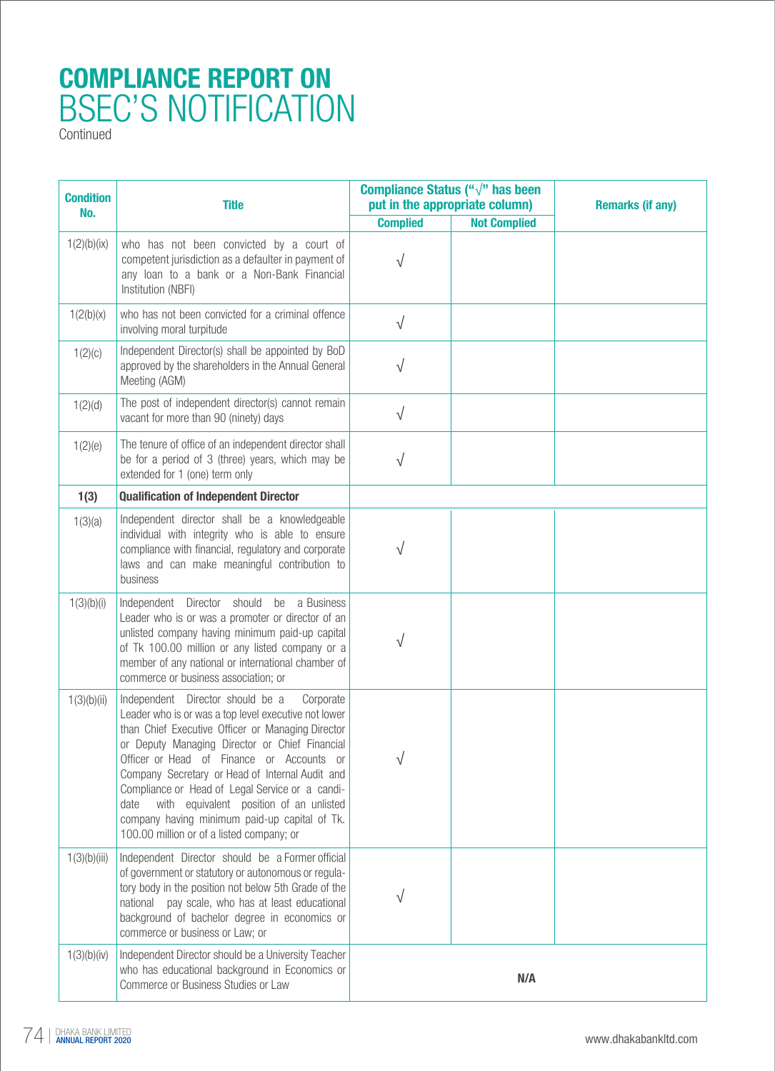# COMPLIANCE REPORT ON BSEC'S NOTIFICATION

Continued

| Condition No. | Title | Compliance Status ("√" has been put in the appropriate column) | | Remarks (if any) |
|---|---|---|---|---|
| | | Complied | Not Complied | |
| 1(2)(b)(ix) | who has not been convicted by a court of competent jurisdiction as a defaulter in payment of any loan to a bank or a Non-Bank Financial Institution (NBFI) | √ | | |
| 1(2(b)(x) | who has not been convicted for a criminal offence involving moral turpitude | √ | | |
| 1(2)(c) | Independent Director(s) shall be appointed by BoD approved by the shareholders in the Annual General Meeting (AGM) | √ | | |
| 1(2)(d) | The post of independent director(s) cannot remain vacant for more than 90 (ninety) days | √ | | |
| 1(2)(e) | The tenure of office of an independent director shall be for a period of 3 (three) years, which may be extended for 1 (one) term only | √ | | |
| **1(3)** | **Qualification of Independent Director** | | | |
| 1(3)(a) | Independent director shall be a knowledgeable individual with integrity who is able to ensure compliance with financial, regulatory and corporate laws and can make meaningful contribution to business | √ | | |
| 1(3)(b)(i) | Independent Director should be a Business Leader who is or was a promoter or director of an unlisted company having minimum paid-up capital of Tk 100.00 million or any listed company or a member of any national or international chamber of commerce or business association; or | √ | | |
| 1(3)(b)(ii) | Independent Director should be a Corporate Leader who is or was a top level executive not lower than Chief Executive Officer or Managing Director or Deputy Managing Director or Chief Financial Officer or Head of Finance or Accounts or Company Secretary or Head of Internal Audit and Compliance or Head of Legal Service or a candidate with equivalent position of an unlisted company having minimum paid-up capital of Tk. 100.00 million or of a listed company; or | √ | | |
| 1(3)(b)(iii) | Independent Director should be a Former official of government or statutory or autonomous or regulatory body in the position not below 5th Grade of the national pay scale, who has at least educational background of bachelor degree in economics or commerce or business or Law; or | √ | | |
| 1(3)(b)(iv) | Independent Director should be a University Teacher who has educational background in Economics or Commerce or Business Studies or Law | **N/A** | | |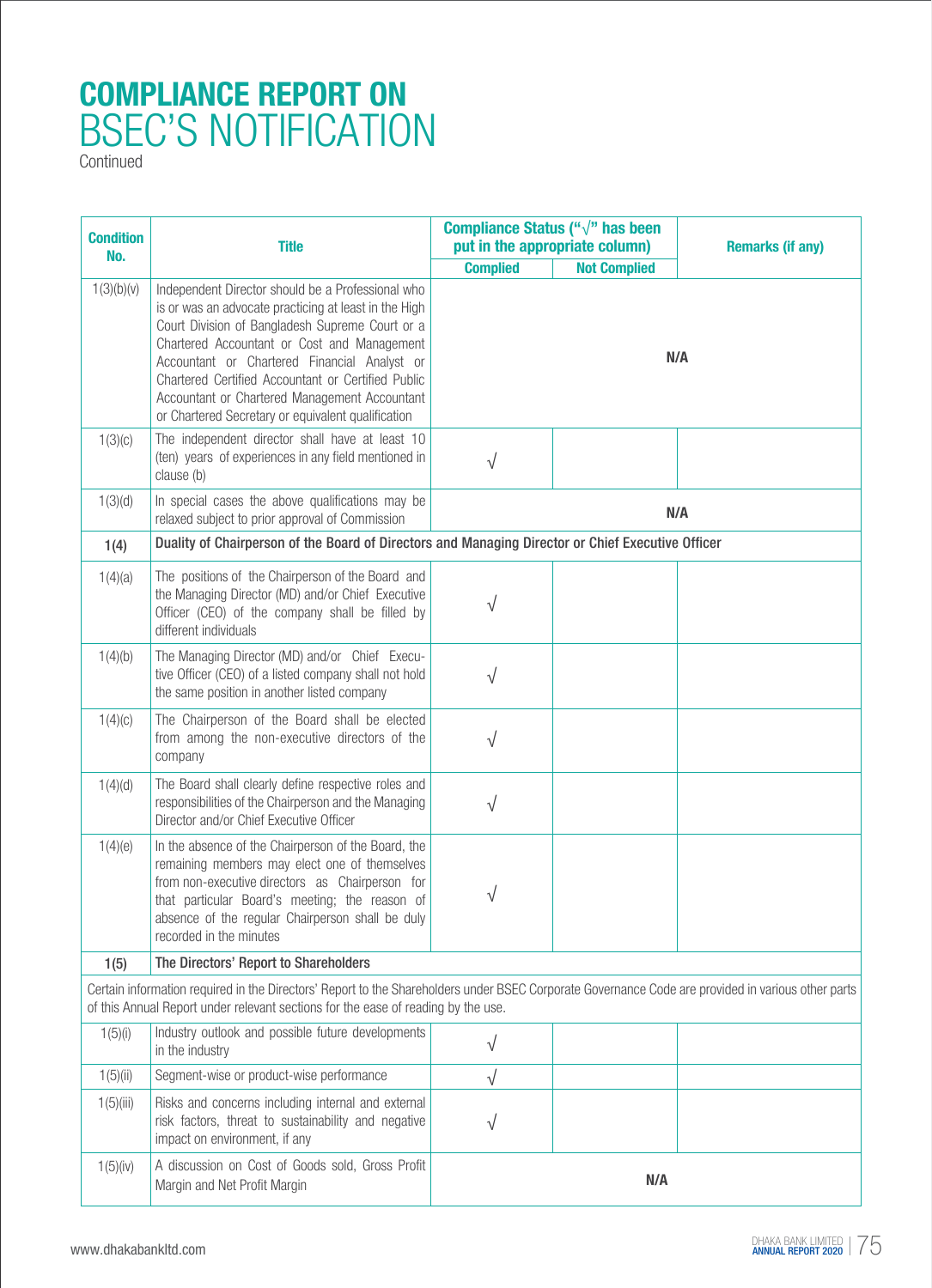# COMPLIANCE REPORT ON BSEC'S NOTIFICATION

Continued

| Condition No. | Title | Compliance Status ("√" has been put in the appropriate column) | | Remarks (if any) |
|---|---|---|---|---|
| | | Complied | Not Complied | |
| 1(3)(b)(v) | Independent Director should be a Professional who is or was an advocate practicing at least in the High Court Division of Bangladesh Supreme Court or a Chartered Accountant or Cost and Management Accountant or Chartered Financial Analyst or Chartered Certified Accountant or Certified Public Accountant or Chartered Management Accountant or Chartered Secretary or equivalent qualification | N/A | | |
| 1(3)(c) | The independent director shall have at least 10 (ten) years of experiences in any field mentioned in clause (b) | √ | | |
| 1(3)(d) | In special cases the above qualifications may be relaxed subject to prior approval of Commission | N/A | | |
| **1(4)** | **Duality of Chairperson of the Board of Directors and Managing Director or Chief Executive Officer** | | | |
| 1(4)(a) | The positions of the Chairperson of the Board and the Managing Director (MD) and/or Chief Executive Officer (CEO) of the company shall be filled by different individuals | √ | | |
| 1(4)(b) | The Managing Director (MD) and/or Chief Executive Officer (CEO) of a listed company shall not hold the same position in another listed company | √ | | |
| 1(4)(c) | The Chairperson of the Board shall be elected from among the non-executive directors of the company | √ | | |
| 1(4)(d) | The Board shall clearly define respective roles and responsibilities of the Chairperson and the Managing Director and/or Chief Executive Officer | √ | | |
| 1(4)(e) | In the absence of the Chairperson of the Board, the remaining members may elect one of themselves from non-executive directors as Chairperson for that particular Board's meeting; the reason of absence of the regular Chairperson shall be duly recorded in the minutes | √ | | |
| **1(5)** | **The Directors' Report to Shareholders** | | | |
| Certain information required in the Directors' Report to the Shareholders under BSEC Corporate Governance Code are provided in various other parts of this Annual Report under relevant sections for the ease of reading by the use. | | | | |
| 1(5)(i) | Industry outlook and possible future developments in the industry | √ | | |
| 1(5)(ii) | Segment-wise or product-wise performance | √ | | |
| 1(5)(iii) | Risks and concerns including internal and external risk factors, threat to sustainability and negative impact on environment, if any | √ | | |
| 1(5)(iv) | A discussion on Cost of Goods sold, Gross Profit Margin and Net Profit Margin | N/A | | |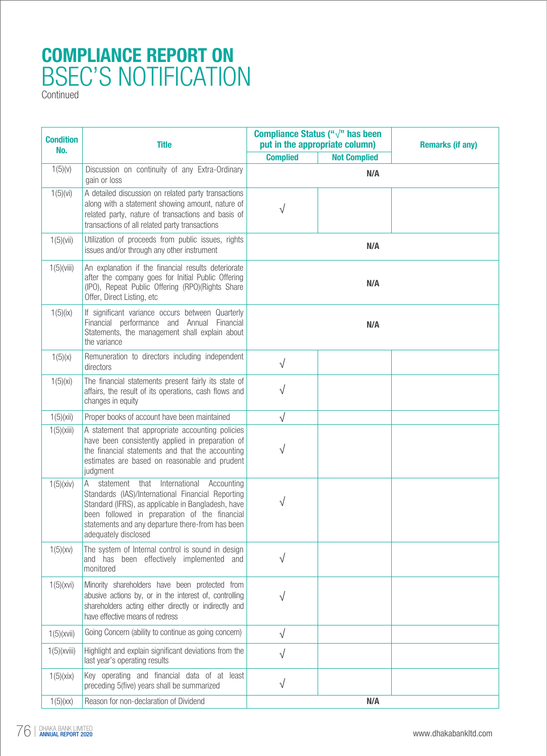# COMPLIANCE REPORT ON BSEC'S NOTIFICATION

Continued

| Condition No. | Title | Compliance Status ("√" has been put in the appropriate column) | | Remarks (if any) |
|---|---|---|---|---|
| | | Complied | Not Complied | |
| 1(5)(v) | Discussion on continuity of any Extra-Ordinary gain or loss | N/A | | |
| 1(5)(vi) | A detailed discussion on related party transactions along with a statement showing amount, nature of related party, nature of transactions and basis of transactions of all related party transactions | √ | | |
| 1(5)(vii) | Utilization of proceeds from public issues, rights issues and/or through any other instrument | N/A | | |
| 1(5)(viii) | An explanation if the financial results deteriorate after the company goes for Initial Public Offering (IPO), Repeat Public Offering (RPO)(Rights Share Offer, Direct Listing, etc | N/A | | |
| 1(5)(ix) | If significant variance occurs between Quarterly Financial performance and Annual Financial Statements, the management shall explain about the variance | N/A | | |
| 1(5)(x) | Remuneration to directors including independent directors | √ | | |
| 1(5)(xi) | The financial statements present fairly its state of affairs, the result of its operations, cash flows and changes in equity | √ | | |
| 1(5)(xii) | Proper books of account have been maintained | √ | | |
| 1(5)(xiii) | A statement that appropriate accounting policies have been consistently applied in preparation of the financial statements and that the accounting estimates are based on reasonable and prudent judgment | √ | | |
| 1(5)(xiv) | A statement that International Accounting Standards (IAS)/International Financial Reporting Standard (IFRS), as applicable in Bangladesh, have been followed in preparation of the financial statements and any departure there-from has been adequately disclosed | √ | | |
| 1(5)(xv) | The system of Internal control is sound in design and has been effectively implemented and monitored | √ | | |
| 1(5)(xvi) | Minority shareholders have been protected from abusive actions by, or in the interest of, controlling shareholders acting either directly or indirectly and have effective means of redress | √ | | |
| 1(5)(xvii) | Going Concern (ability to continue as going concern) | √ | | |
| 1(5)(xviii) | Highlight and explain significant deviations from the last year's operating results | √ | | |
| 1(5)(xix) | Key operating and financial data of at least preceding 5(five) years shall be summarized | √ | | |
| 1(5)(xx) | Reason for non-declaration of Dividend | N/A | | |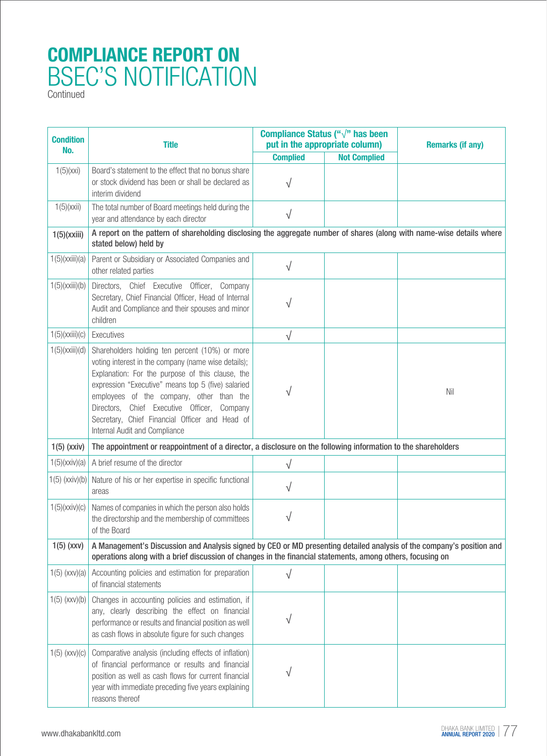# COMPLIANCE REPORT ON BSEC'S NOTIFICATION

Continued

| Condition No. | Title | Compliance Status ("√" has been put in the appropriate column) | | Remarks (if any) |
|---|---|---|---|---|
| | | Complied | Not Complied | |
| 1(5)(xxi) | Board's statement to the effect that no bonus share or stock dividend has been or shall be declared as interim dividend | √ | | |
| 1(5)(xxii) | The total number of Board meetings held during the year and attendance by each director | √ | | |
| **1(5)(xxiii)** | **A report on the pattern of shareholding disclosing the aggregate number of shares (along with name-wise details where stated below) held by** | | | |
| 1(5)(xxiii)(a) | Parent or Subsidiary or Associated Companies and other related parties | √ | | |
| 1(5)(xxiii)(b) | Directors, Chief Executive Officer, Company Secretary, Chief Financial Officer, Head of Internal Audit and Compliance and their spouses and minor children | √ | | |
| 1(5)(xxiii)(c) | Executives | √ | | |
| 1(5)(xxiii)(d) | Shareholders holding ten percent (10%) or more voting interest in the company (name wise details); Explanation: For the purpose of this clause, the expression "Executive" means top 5 (five) salaried employees of the company, other than the Directors, Chief Executive Officer, Company Secretary, Chief Financial Officer and Head of Internal Audit and Compliance | √ | | Nil |
| **1(5) (xxiv)** | **The appointment or reappointment of a director, a disclosure on the following information to the shareholders** | | | |
| 1(5)(xxiv)(a) | A brief resume of the director | √ | | |
| 1(5) (xxiv)(b) | Nature of his or her expertise in specific functional areas | √ | | |
| 1(5)(xxiv)(c) | Names of companies in which the person also holds the directorship and the membership of committees of the Board | √ | | |
| **1(5) (xxv)** | **A Management's Discussion and Analysis signed by CEO or MD presenting detailed analysis of the company's position and operations along with a brief discussion of changes in the financial statements, among others, focusing on** | | | |
| 1(5) (xxv)(a) | Accounting policies and estimation for preparation of financial statements | √ | | |
| 1(5) (xxv)(b) | Changes in accounting policies and estimation, if any, clearly describing the effect on financial performance or results and financial position as well as cash flows in absolute figure for such changes | √ | | |
| 1(5) (xxv)(c) | Comparative analysis (including effects of inflation) of financial performance or results and financial position as well as cash flows for current financial year with immediate preceding five years explaining reasons thereof | √ | | |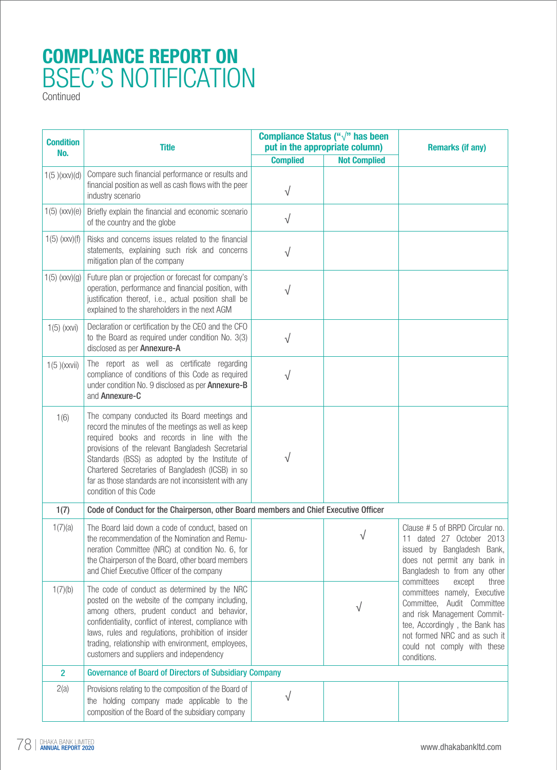# COMPLIANCE REPORT ON BSEC'S NOTIFICATION

Continued

| Condition No. | Title | Compliance Status ("√" has been put in the appropriate column) | | Remarks (if any) |
|---|---|---|---|---|
| | | Complied | Not Complied | |
| 1(5 )(xxv)(d) | Compare such financial performance or results and financial position as well as cash flows with the peer industry scenario | √ | | |
| 1(5) (xxv)(e) | Briefly explain the financial and economic scenario of the country and the globe | √ | | |
| 1(5) (xxv)(f) | Risks and concerns issues related to the financial statements, explaining such risk and concerns mitigation plan of the company | √ | | |
| 1(5) (xxv)(g) | Future plan or projection or forecast for company's operation, performance and financial position, with justification thereof, i.e., actual position shall be explained to the shareholders in the next AGM | √ | | |
| 1(5) (xxvi) | Declaration or certification by the CEO and the CFO to the Board as required under condition No. 3(3) disclosed as per **Annexure-A** | √ | | |
| 1(5 )(xxvii) | The report as well as certificate regarding compliance of conditions of this Code as required under condition No. 9 disclosed as per **Annexure-B** and **Annexure-C** | √ | | |
| 1(6) | The company conducted its Board meetings and record the minutes of the meetings as well as keep required books and records in line with the provisions of the relevant Bangladesh Secretarial Standards (BSS) as adopted by the Institute of Chartered Secretaries of Bangladesh (ICSB) in so far as those standards are not inconsistent with any condition of this Code | √ | | |
| **1(7)** | **Code of Conduct for the Chairperson, other Board members and Chief Executive Officer** | | | |
| 1(7)(a) | The Board laid down a code of conduct, based on the recommendation of the Nomination and Remuneration Committee (NRC) at condition No. 6, for the Chairperson of the Board, other board members and Chief Executive Officer of the company | | √ | Clause # 5 of BRPD Circular no. 11 dated 27 October 2013 issued by Bangladesh Bank, does not permit any bank in Bangladesh to from any other committees except three committees namely, Executive Committee, Audit Committee and risk Management Committee, Accordingly , the Bank has not formed NRC and as such it could not comply with these conditions. |
| 1(7)(b) | The code of conduct as determined by the NRC posted on the website of the company including, among others, prudent conduct and behavior, confidentiality, conflict of interest, compliance with laws, rules and regulations, prohibition of insider trading, relationship with environment, employees, customers and suppliers and independency | | √ | |
| **2** | **Governance of Board of Directors of Subsidiary Company** | | | |
| 2(a) | Provisions relating to the composition of the Board of the holding company made applicable to the composition of the Board of the subsidiary company | √ | | |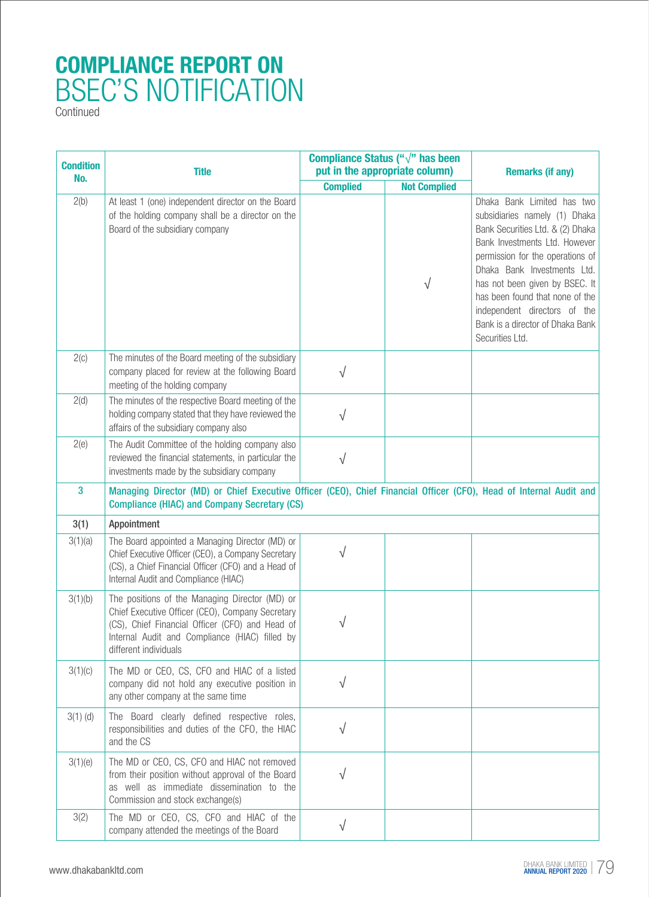# COMPLIANCE REPORT ON BSEC'S NOTIFICATION

Continued

| Condition No. | Title | Compliance Status ("√" has been put in the appropriate column) | | Remarks (if any) |
|---|---|---|---|---|
| | | Complied | Not Complied | |
| 2(b) | At least 1 (one) independent director on the Board of the holding company shall be a director on the Board of the subsidiary company | | √ | Dhaka Bank Limited has two subsidiaries namely (1) Dhaka Bank Securities Ltd. & (2) Dhaka Bank Investments Ltd. However permission for the operations of Dhaka Bank Investments Ltd. has not been given by BSEC. It has been found that none of the independent directors of the Bank is a director of Dhaka Bank Securities Ltd. |
| 2(c) | The minutes of the Board meeting of the subsidiary company placed for review at the following Board meeting of the holding company | √ | | |
| 2(d) | The minutes of the respective Board meeting of the holding company stated that they have reviewed the affairs of the subsidiary company also | √ | | |
| 2(e) | The Audit Committee of the holding company also reviewed the financial statements, in particular the investments made by the subsidiary company | √ | | |
| **3** | **Managing Director (MD) or Chief Executive Officer (CEO), Chief Financial Officer (CFO), Head of Internal Audit and Compliance (HIAC) and Company Secretary (CS)** | | | |
| **3(1)** | **Appointment** | | | |
| 3(1)(a) | The Board appointed a Managing Director (MD) or Chief Executive Officer (CEO), a Company Secretary (CS), a Chief Financial Officer (CFO) and a Head of Internal Audit and Compliance (HIAC) | √ | | |
| 3(1)(b) | The positions of the Managing Director (MD) or Chief Executive Officer (CEO), Company Secretary (CS), Chief Financial Officer (CFO) and Head of Internal Audit and Compliance (HIAC) filled by different individuals | √ | | |
| 3(1)(c) | The MD or CEO, CS, CFO and HIAC of a listed company did not hold any executive position in any other company at the same time | √ | | |
| 3(1) (d) | The Board clearly defined respective roles, responsibilities and duties of the CFO, the HIAC and the CS | √ | | |
| 3(1)(e) | The MD or CEO, CS, CFO and HIAC not removed from their position without approval of the Board as well as immediate dissemination to the Commission and stock exchange(s) | √ | | |
| 3(2) | The MD or CEO, CS, CFO and HIAC of the company attended the meetings of the Board | √ | | |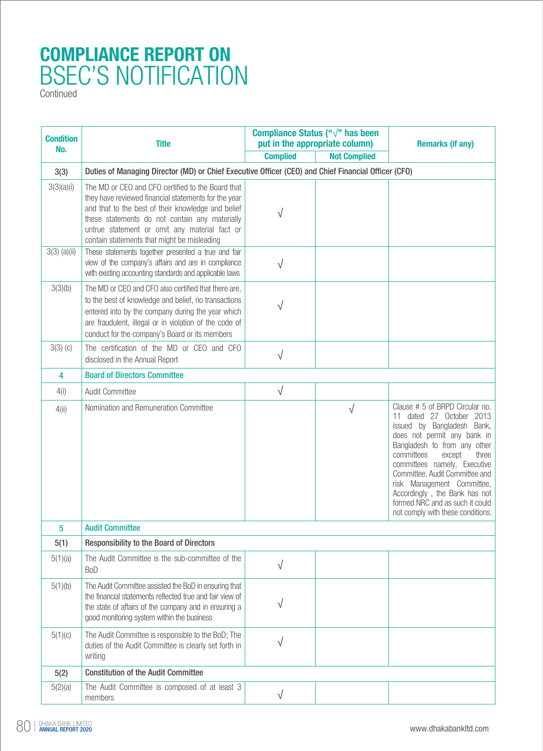# COMPLIANCE REPORT ON BSEC'S NOTIFICATION

Continued

| Condition No. | Title | Compliance Status ("√" has been put in the appropriate column) | | Remarks (if any) |
|---|---|---|---|---|
| | | Complied | Not Complied | |
| **3(3)** | **Duties of Managing Director (MD) or Chief Executive Officer (CEO) and Chief Financial Officer (CFO)** | | | |
| 3(3)(a)(i) | The MD or CEO and CFO certified to the Board that they have reviewed financial statements for the year and that to the best of their knowledge and belief these statements do not contain any materially untrue statement or omit any material fact or contain statements that might be misleading | √ | | |
| 3(3) (a)(ii) | These statements together presented a true and fair view of the company's affairs and are in compliance with existing accounting standards and applicable laws | √ | | |
| 3(3)(b) | The MD or CEO and CFO also certified that there are, to the best of knowledge and belief, no transactions entered into by the company during the year which are fraudulent, illegal or in violation of the code of conduct for the company's Board or its members | √ | | |
| 3(3) (c) | The certification of the MD or CEO and CFO disclosed in the Annual Report | √ | | |
| **4** | **Board of Directors Committee** | | | |
| 4(i) | Audit Committee | √ | | |
| 4(ii) | Nomination and Remuneration Committee | | √ | Clause # 5 of BRPD Circular no. 11 dated 27 October 2013 issued by Bangladesh Bank, does not permit any bank in Bangladesh to from any other committees except three committees namely, Executive Committee, Audit Committee and risk Management Committee, Accordingly , the Bank has not formed NRC and as such it could not comply with these conditions. |
| **5** | **Audit Committee** | | | |
| **5(1)** | **Responsibility to the Board of Directors** | | | |
| 5(1)(a) | The Audit Committee is the sub-committee of the BoD | √ | | |
| 5(1)(b) | The Audit Committee assisted the BoD in ensuring that the financial statements reflected true and fair view of the state of affairs of the company and in ensuring a good monitoring system within the business | √ | | |
| 5(1)(c) | The Audit Committee is responsible to the BoD; The duties of the Audit Committee is clearly set forth in writing | √ | | |
| **5(2)** | **Constitution of the Audit Committee** | | | |
| 5(2)(a) | The Audit Committee is composed of at least 3 members | √ | | |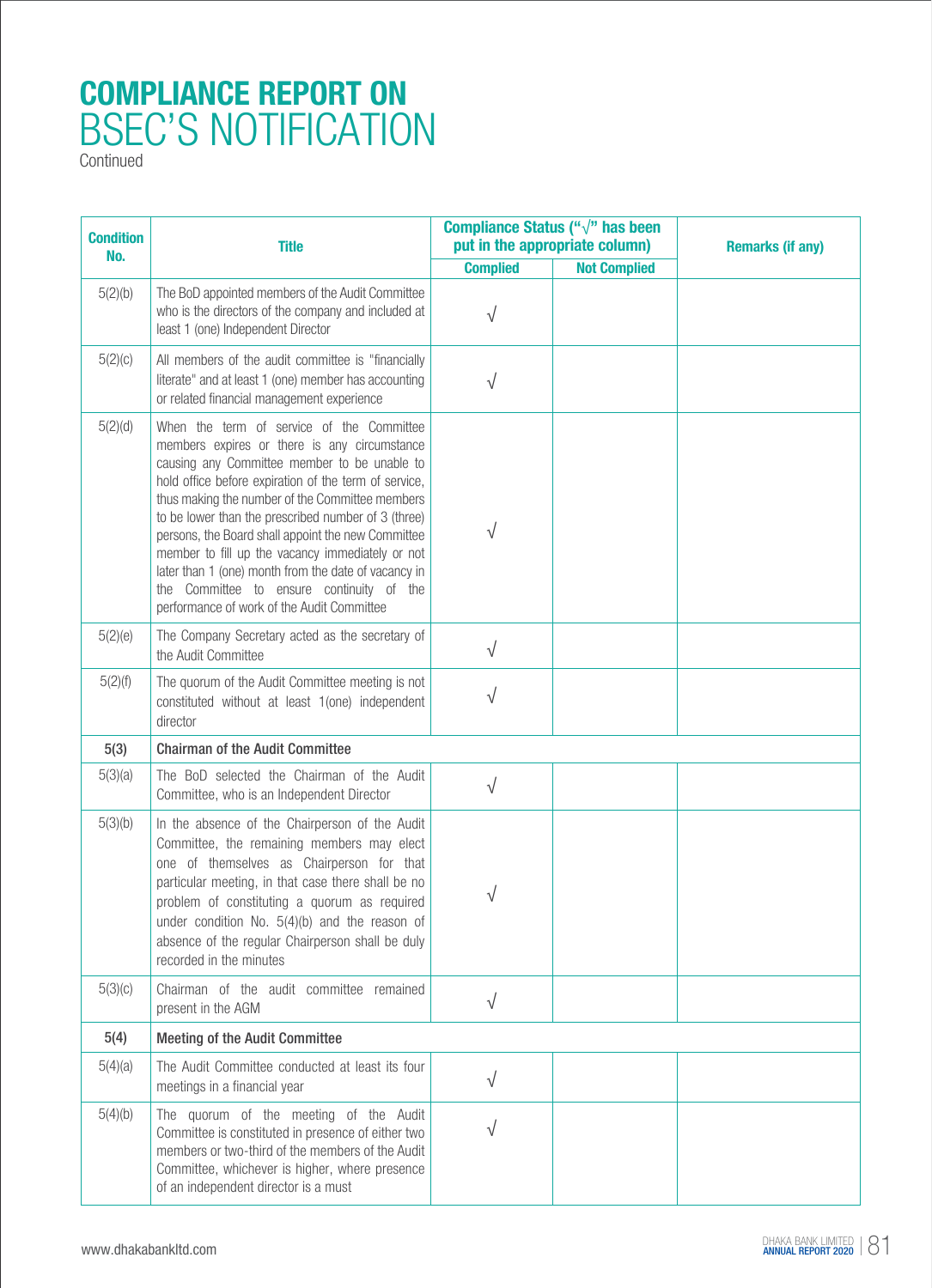# COMPLIANCE REPORT ON BSEC'S NOTIFICATION

Continued

| Condition No. | Title | Compliance Status ("√" has been put in the appropriate column) | | Remarks (if any) |
|---|---|---|---|---|
| | | Complied | Not Complied | |
| 5(2)(b) | The BoD appointed members of the Audit Committee who is the directors of the company and included at least 1 (one) Independent Director | √ | | |
| 5(2)(c) | All members of the audit committee is "financially literate" and at least 1 (one) member has accounting or related financial management experience | √ | | |
| 5(2)(d) | When the term of service of the Committee members expires or there is any circumstance causing any Committee member to be unable to hold office before expiration of the term of service, thus making the number of the Committee members to be lower than the prescribed number of 3 (three) persons, the Board shall appoint the new Committee member to fill up the vacancy immediately or not later than 1 (one) month from the date of vacancy in the Committee to ensure continuity of the performance of work of the Audit Committee | √ | | |
| 5(2)(e) | The Company Secretary acted as the secretary of the Audit Committee | √ | | |
| 5(2)(f) | The quorum of the Audit Committee meeting is not constituted without at least 1(one) independent director | √ | | |
| **5(3)** | **Chairman of the Audit Committee** | | | |
| 5(3)(a) | The BoD selected the Chairman of the Audit Committee, who is an Independent Director | √ | | |
| 5(3)(b) | In the absence of the Chairperson of the Audit Committee, the remaining members may elect one of themselves as Chairperson for that particular meeting, in that case there shall be no problem of constituting a quorum as required under condition No. 5(4)(b) and the reason of absence of the regular Chairperson shall be duly recorded in the minutes | √ | | |
| 5(3)(c) | Chairman of the audit committee remained present in the AGM | √ | | |
| **5(4)** | **Meeting of the Audit Committee** | | | |
| 5(4)(a) | The Audit Committee conducted at least its four meetings in a financial year | √ | | |
| 5(4)(b) | The quorum of the meeting of the Audit Committee is constituted in presence of either two members or two-third of the members of the Audit Committee, whichever is higher, where presence of an independent director is a must | √ | | |

www.dhakabankltd.com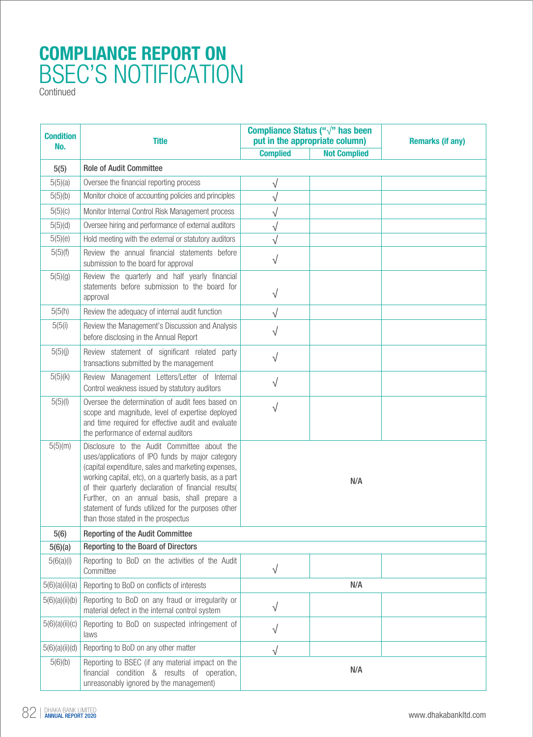# COMPLIANCE REPORT ON BSEC'S NOTIFICATION

Continued

| Condition No. | Title | Compliance Status ("√" has been put in the appropriate column) | | Remarks (if any) |
|---|---|---|---|---|
| | | Complied | Not Complied | |
| **5(5)** | **Role of Audit Committee** | | | |
| 5(5)(a) | Oversee the financial reporting process | √ | | |
| 5(5)(b) | Monitor choice of accounting policies and principles | √ | | |
| 5(5)(c) | Monitor Internal Control Risk Management process | √ | | |
| 5(5)(d) | Oversee hiring and performance of external auditors | √ | | |
| 5(5)(e) | Hold meeting with the external or statutory auditors | √ | | |
| 5(5)(f) | Review the annual financial statements before submission to the board for approval | √ | | |
| 5(5)(g) | Review the quarterly and half yearly financial statements before submission to the board for approval | √ | | |
| 5(5)(h) | Review the adequacy of internal audit function | √ | | |
| 5(5)(i) | Review the Management's Discussion and Analysis before disclosing in the Annual Report | √ | | |
| 5(5)(j) | Review statement of significant related party transactions submitted by the management | √ | | |
| 5(5)(k) | Review Management Letters/Letter of Internal Control weakness issued by statutory auditors | √ | | |
| 5(5)(l) | Oversee the determination of audit fees based on scope and magnitude, level of expertise deployed and time required for effective audit and evaluate the performance of external auditors | √ | | |
| 5(5)(m) | Disclosure to the Audit Committee about the uses/applications of IPO funds by major category (capital expenditure, sales and marketing expenses, working capital, etc), on a quarterly basis, as a part of their quarterly declaration of financial results( Further, on an annual basis, shall prepare a statement of funds utilized for the purposes other than those stated in the prospectus | N/A | | |
| **5(6)** | **Reporting of the Audit Committee** | | | |
| **5(6)(a)** | **Reporting to the Board of Directors** | | | |
| 5(6)(a)(i) | Reporting to BoD on the activities of the Audit Committee | √ | | |
| 5(6)(a)(ii)(a) | Reporting to BoD on conflicts of interests | N/A | | |
| 5(6)(a)(ii)(b) | Reporting to BoD on any fraud or irregularity or material defect in the internal control system | √ | | |
| 5(6)(a)(ii)(c) | Reporting to BoD on suspected infringement of laws | √ | | |
| 5(6)(a)(ii)(d) | Reporting to BoD on any other matter | √ | | |
| 5(6)(b) | Reporting to BSEC (if any material impact on the financial condition & results of operation, unreasonably ignored by the management) | N/A | | |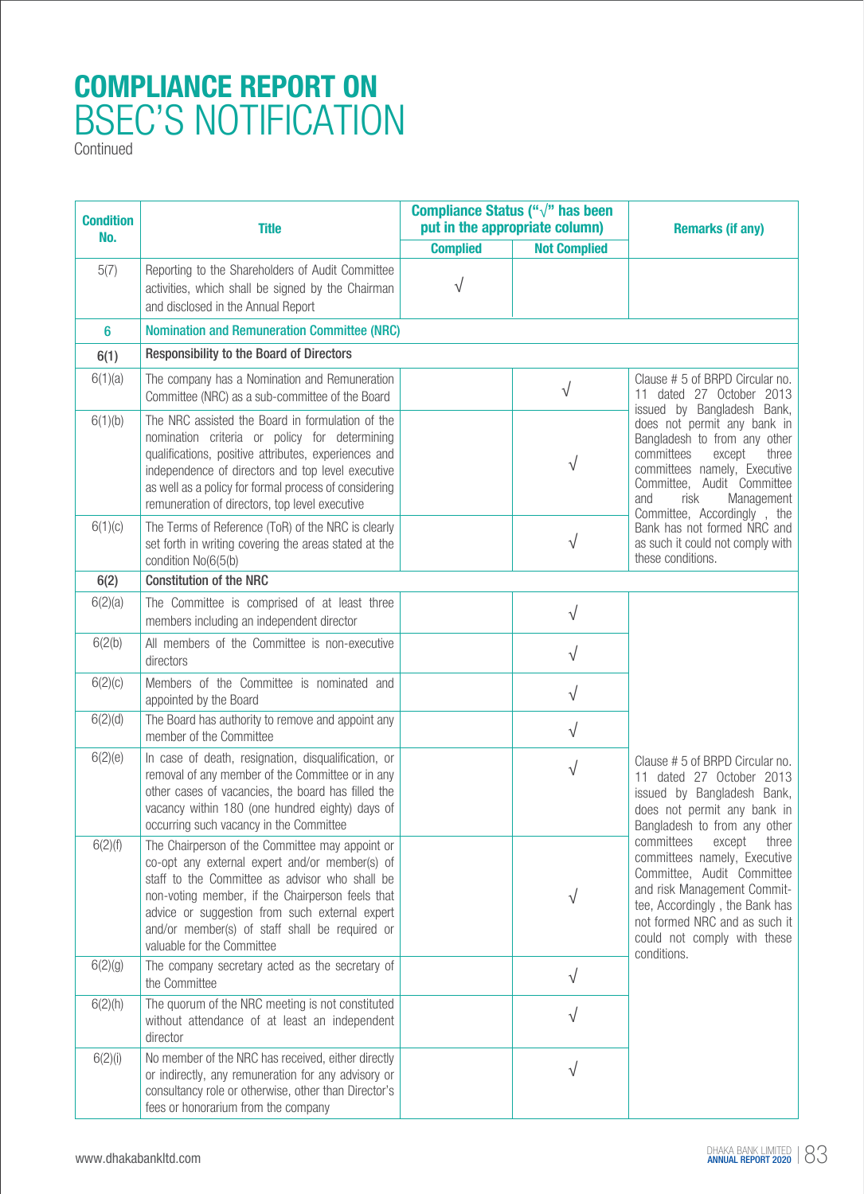# COMPLIANCE REPORT ON BSEC'S NOTIFICATION

Continued

| Condition No. | Title | Compliance Status ("√" has been put in the appropriate column) | | Remarks (if any) |
|---|---|---|---|---|
| | | Complied | Not Complied | |
| 5(7) | Reporting to the Shareholders of Audit Committee activities, which shall be signed by the Chairman and disclosed in the Annual Report | √ | | |
| 6 | Nomination and Remuneration Committee (NRC) | | | |
| 6(1) | Responsibility to the Board of Directors | | | |
| 6(1)(a) | The company has a Nomination and Remuneration Committee (NRC) as a sub-committee of the Board | | √ | Clause # 5 of BRPD Circular no. 11 dated 27 October 2013 issued by Bangladesh Bank, does not permit any bank in Bangladesh to from any other committees except three committees namely, Executive Committee, Audit Committee and risk Management Committee, Accordingly , the Bank has not formed NRC and as such it could not comply with these conditions. |
| 6(1)(b) | The NRC assisted the Board in formulation of the nomination criteria or policy for determining qualifications, positive attributes, experiences and independence of directors and top level executive as well as a policy for formal process of considering remuneration of directors, top level executive | | √ | |
| 6(1)(c) | The Terms of Reference (ToR) of the NRC is clearly set forth in writing covering the areas stated at the condition No(6(5(b) | | √ | |
| 6(2) | Constitution of the NRC | | | |
| 6(2)(a) | The Committee is comprised of at least three members including an independent director | | √ | Clause # 5 of BRPD Circular no. 11 dated 27 October 2013 issued by Bangladesh Bank, does not permit any bank in Bangladesh to from any other committees except three committees namely, Executive Committee, Audit Committee and risk Management Committee, Accordingly , the Bank has not formed NRC and as such it could not comply with these conditions. |
| 6(2)(b) | All members of the Committee is non-executive directors | | √ | |
| 6(2)(c) | Members of the Committee is nominated and appointed by the Board | | √ | |
| 6(2)(d) | The Board has authority to remove and appoint any member of the Committee | | √ | |
| 6(2)(e) | In case of death, resignation, disqualification, or removal of any member of the Committee or in any other cases of vacancies, the board has filled the vacancy within 180 (one hundred eighty) days of occurring such vacancy in the Committee | | √ | |
| 6(2)(f) | The Chairperson of the Committee may appoint or co-opt any external expert and/or member(s) of staff to the Committee as advisor who shall be non-voting member, if the Chairperson feels that advice or suggestion from such external expert and/or member(s) of staff shall be required or valuable for the Committee | | √ | |
| 6(2)(g) | The company secretary acted as the secretary of the Committee | | √ | |
| 6(2)(h) | The quorum of the NRC meeting is not constituted without attendance of at least an independent director | | √ | |
| 6(2)(i) | No member of the NRC has received, either directly or indirectly, any remuneration for any advisory or consultancy role or otherwise, other than Director's fees or honorarium from the company | | √ | |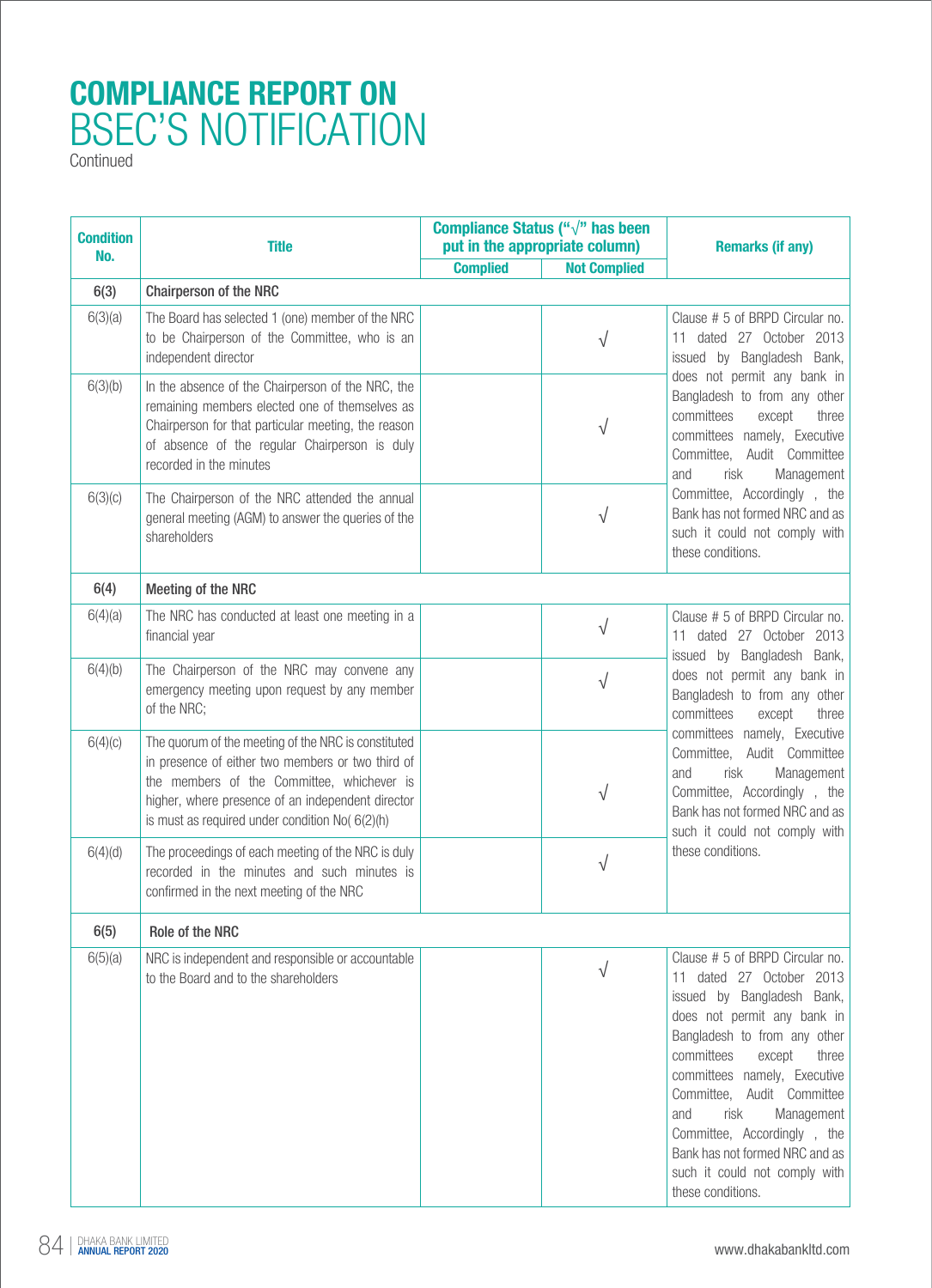# COMPLIANCE REPORT ON BSEC'S NOTIFICATION

Continued

| Condition No. | Title | Compliance Status ("√" has been put in the appropriate column) | | Remarks (if any) |
|---|---|---|---|---|
| | | Complied | Not Complied | |
| **6(3)** | **Chairperson of the NRC** | | | |
| 6(3)(a) | The Board has selected 1 (one) member of the NRC to be Chairperson of the Committee, who is an independent director | | √ | Clause # 5 of BRPD Circular no. 11 dated 27 October 2013 issued by Bangladesh Bank, does not permit any bank in Bangladesh to from any other committees except three committees namely, Executive Committee, Audit Committee and risk Management Committee, Accordingly , the Bank has not formed NRC and as such it could not comply with these conditions. |
| 6(3)(b) | In the absence of the Chairperson of the NRC, the remaining members elected one of themselves as Chairperson for that particular meeting, the reason of absence of the regular Chairperson is duly recorded in the minutes | | √ | |
| 6(3)(c) | The Chairperson of the NRC attended the annual general meeting (AGM) to answer the queries of the shareholders | | √ | |
| **6(4)** | **Meeting of the NRC** | | | |
| 6(4)(a) | The NRC has conducted at least one meeting in a financial year | | √ | Clause # 5 of BRPD Circular no. 11 dated 27 October 2013 issued by Bangladesh Bank, does not permit any bank in Bangladesh to from any other committees except three committees namely, Executive Committee, Audit Committee and risk Management Committee, Accordingly , the Bank has not formed NRC and as such it could not comply with these conditions. |
| 6(4)(b) | The Chairperson of the NRC may convene any emergency meeting upon request by any member of the NRC; | | √ | |
| 6(4)(c) | The quorum of the meeting of the NRC is constituted in presence of either two members or two third of the members of the Committee, whichever is higher, where presence of an independent director is must as required under condition No( 6(2)(h) | | √ | |
| 6(4)(d) | The proceedings of each meeting of the NRC is duly recorded in the minutes and such minutes is confirmed in the next meeting of the NRC | | √ | |
| **6(5)** | **Role of the NRC** | | | |
| 6(5)(a) | NRC is independent and responsible or accountable to the Board and to the shareholders | | √ | Clause # 5 of BRPD Circular no. 11 dated 27 October 2013 issued by Bangladesh Bank, does not permit any bank in Bangladesh to from any other committees except three committees namely, Executive Committee, Audit Committee and risk Management Committee, Accordingly , the Bank has not formed NRC and as such it could not comply with these conditions. |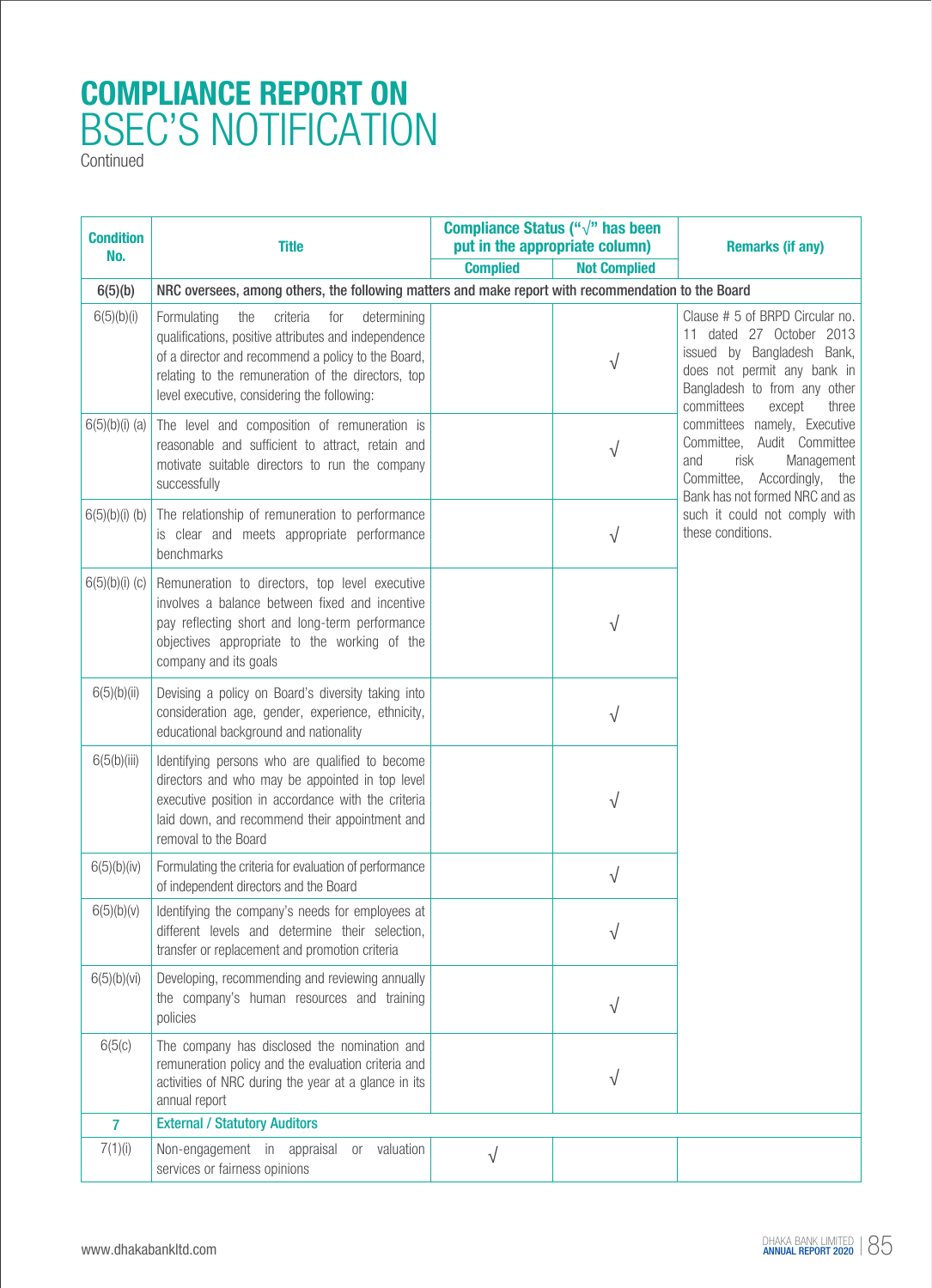# COMPLIANCE REPORT ON BSEC'S NOTIFICATION

Continued

| Condition No. | Title | Compliance Status ("√" has been put in the appropriate column) | | Remarks (if any) |
|---|---|---|---|---|
| | | Complied | Not Complied | |
| **6(5)(b)** | **NRC oversees, among others, the following matters and make report with recommendation to the Board** | | | |
| 6(5)(b)(i) | Formulating the criteria for determining qualifications, positive attributes and independence of a director and recommend a policy to the Board, relating to the remuneration of the directors, top level executive, considering the following: | | √ | Clause # 5 of BRPD Circular no. 11 dated 27 October 2013 issued by Bangladesh Bank, does not permit any bank in Bangladesh to from any other committees except three committees namely, Executive Committee, Audit Committee and risk Management Committee, Accordingly, the Bank has not formed NRC and as such it could not comply with these conditions. |
| 6(5)(b)(i) (a) | The level and composition of remuneration is reasonable and sufficient to attract, retain and motivate suitable directors to run the company successfully | | √ | |
| 6(5)(b)(i) (b) | The relationship of remuneration to performance is clear and meets appropriate performance benchmarks | | √ | |
| 6(5)(b)(i) (c) | Remuneration to directors, top level executive involves a balance between fixed and incentive pay reflecting short and long-term performance objectives appropriate to the working of the company and its goals | | √ | |
| 6(5)(b)(ii) | Devising a policy on Board's diversity taking into consideration age, gender, experience, ethnicity, educational background and nationality | | √ | |
| 6(5(b)(iii) | Identifying persons who are qualified to become directors and who may be appointed in top level executive position in accordance with the criteria laid down, and recommend their appointment and removal to the Board | | √ | |
| 6(5)(b)(iv) | Formulating the criteria for evaluation of performance of independent directors and the Board | | √ | |
| 6(5)(b)(v) | Identifying the company's needs for employees at different levels and determine their selection, transfer or replacement and promotion criteria | | √ | |
| 6(5)(b)(vi) | Developing, recommending and reviewing annually the company's human resources and training policies | | √ | |
| 6(5(c) | The company has disclosed the nomination and remuneration policy and the evaluation criteria and activities of NRC during the year at a glance in its annual report | | √ | |
| **7** | **External / Statutory Auditors** | | | |
| 7(1)(i) | Non-engagement in appraisal or valuation services or fairness opinions | √ | | |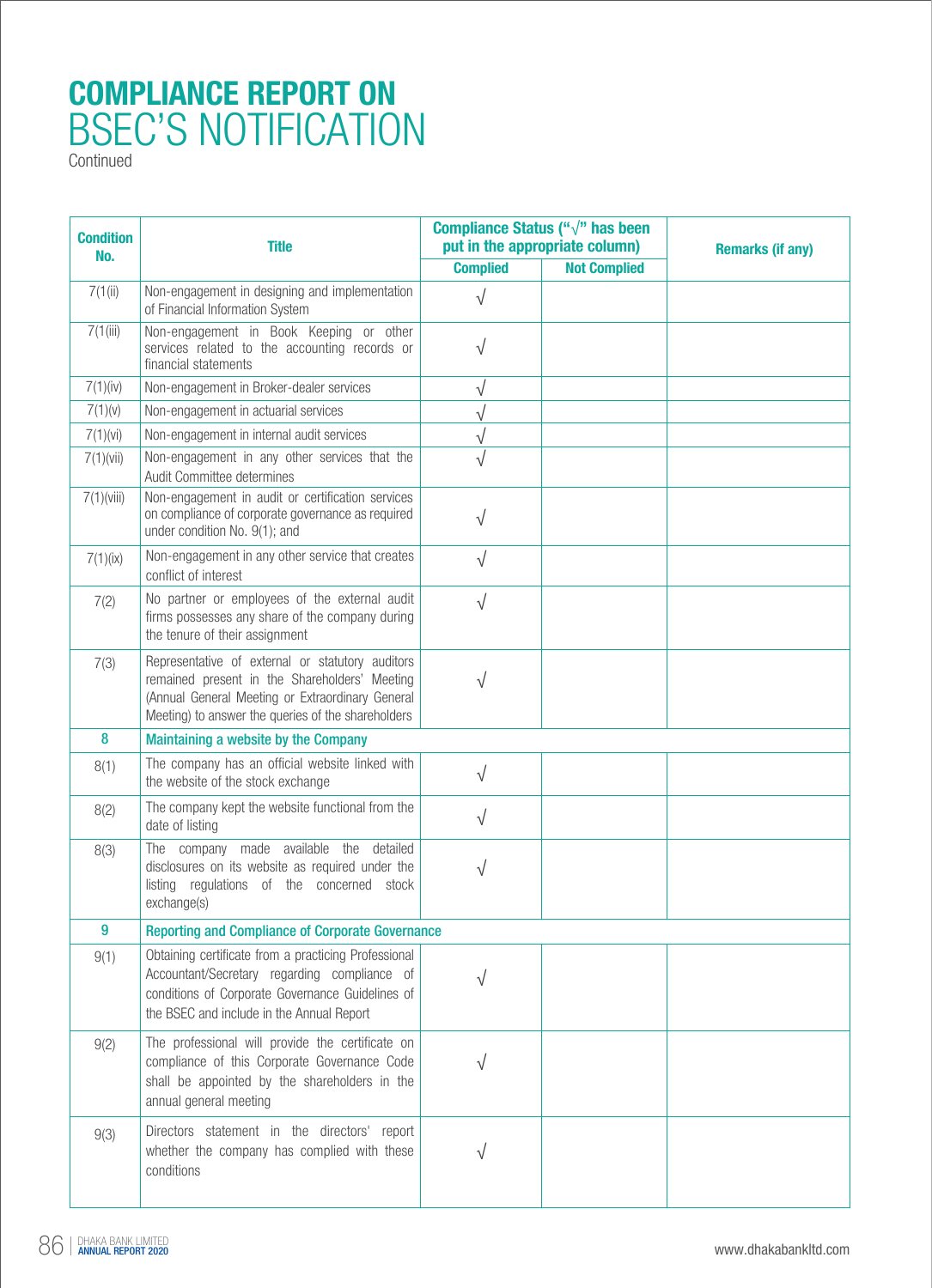# COMPLIANCE REPORT ON BSEC'S NOTIFICATION

Continued

| Condition No. | Title | Compliance Status ("√" has been put in the appropriate column) | | Remarks (if any) |
|---|---|---|---|---|
| | | Complied | Not Complied | |
| 7(1(ii) | Non-engagement in designing and implementation of Financial Information System | √ | | |
| 7(1(iii) | Non-engagement in Book Keeping or other services related to the accounting records or financial statements | √ | | |
| 7(1)(iv) | Non-engagement in Broker-dealer services | √ | | |
| 7(1)(v) | Non-engagement in actuarial services | √ | | |
| 7(1)(vi) | Non-engagement in internal audit services | √ | | |
| 7(1)(vii) | Non-engagement in any other services that the Audit Committee determines | √ | | |
| 7(1)(viii) | Non-engagement in audit or certification services on compliance of corporate governance as required under condition No. 9(1); and | √ | | |
| 7(1)(ix) | Non-engagement in any other service that creates conflict of interest | √ | | |
| 7(2) | No partner or employees of the external audit firms possesses any share of the company during the tenure of their assignment | √ | | |
| 7(3) | Representative of external or statutory auditors remained present in the Shareholders' Meeting (Annual General Meeting or Extraordinary General Meeting) to answer the queries of the shareholders | √ | | |
| **8** | **Maintaining a website by the Company** | | | |
| 8(1) | The company has an official website linked with the website of the stock exchange | √ | | |
| 8(2) | The company kept the website functional from the date of listing | √ | | |
| 8(3) | The company made available the detailed disclosures on its website as required under the listing regulations of the concerned stock exchange(s) | √ | | |
| **9** | **Reporting and Compliance of Corporate Governance** | | | |
| 9(1) | Obtaining certificate from a practicing Professional Accountant/Secretary regarding compliance of conditions of Corporate Governance Guidelines of the BSEC and include in the Annual Report | √ | | |
| 9(2) | The professional will provide the certificate on compliance of this Corporate Governance Code shall be appointed by the shareholders in the annual general meeting | √ | | |
| 9(3) | Directors statement in the directors' report whether the company has complied with these conditions | √ | | |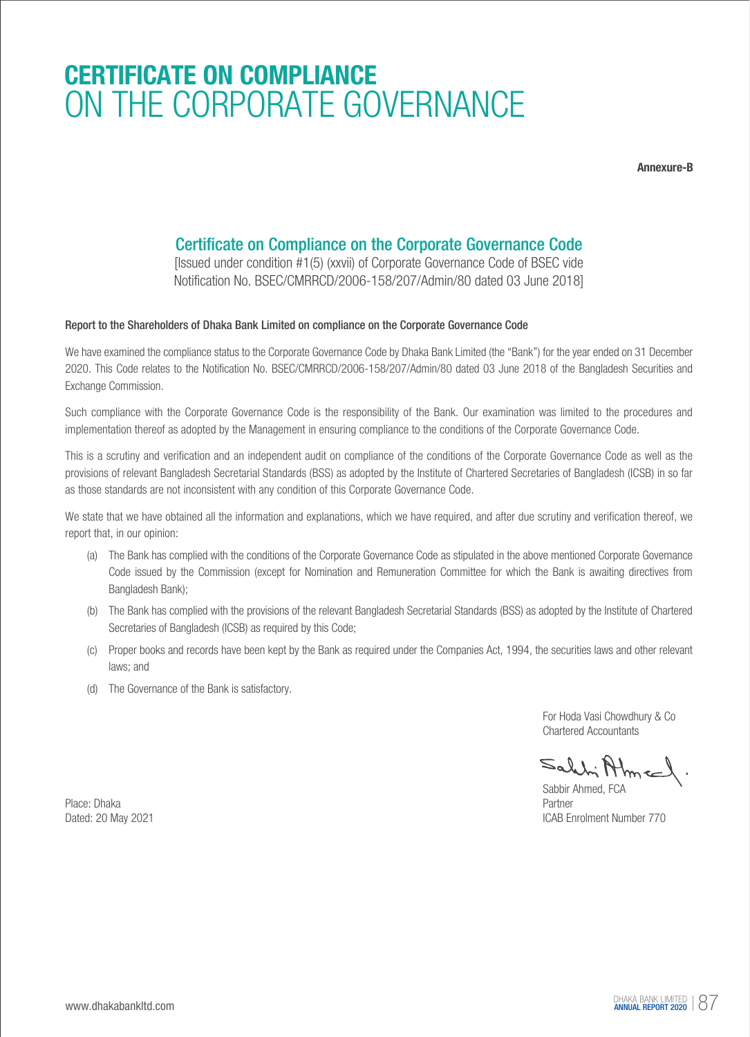# CERTIFICATE ON COMPLIANCE ON THE CORPORATE GOVERNANCE

**Annexure-B**

## Certificate on Compliance on the Corporate Governance Code

[Issued under condition #1(5) (xxvii) of Corporate Governance Code of BSEC vide Notification No. BSEC/CMRRCD/2006-158/207/Admin/80 dated 03 June 2018]

**Report to the Shareholders of Dhaka Bank Limited on compliance on the Corporate Governance Code**

We have examined the compliance status to the Corporate Governance Code by Dhaka Bank Limited (the "Bank") for the year ended on 31 December 2020. This Code relates to the Notification No. BSEC/CMRRCD/2006-158/207/Admin/80 dated 03 June 2018 of the Bangladesh Securities and Exchange Commission.

Such compliance with the Corporate Governance Code is the responsibility of the Bank. Our examination was limited to the procedures and implementation thereof as adopted by the Management in ensuring compliance to the conditions of the Corporate Governance Code.

This is a scrutiny and verification and an independent audit on compliance of the conditions of the Corporate Governance Code as well as the provisions of relevant Bangladesh Secretarial Standards (BSS) as adopted by the Institute of Chartered Secretaries of Bangladesh (ICSB) in so far as those standards are not inconsistent with any condition of this Corporate Governance Code.

We state that we have obtained all the information and explanations, which we have required, and after due scrutiny and verification thereof, we report that, in our opinion:

(a) The Bank has complied with the conditions of the Corporate Governance Code as stipulated in the above mentioned Corporate Governance Code issued by the Commission (except for Nomination and Remuneration Committee for which the Bank is awaiting directives from Bangladesh Bank);

(b) The Bank has complied with the provisions of the relevant Bangladesh Secretarial Standards (BSS) as adopted by the Institute of Chartered Secretaries of Bangladesh (ICSB) as required by this Code;

(c) Proper books and records have been kept by the Bank as required under the Companies Act, 1994, the securities laws and other relevant laws; and

(d) The Governance of the Bank is satisfactory.

For Hoda Vasi Chowdhury & Co
Chartered Accountants

Sabbir Ahmed, FCA
Partner
ICAB Enrolment Number 770

Place: Dhaka
Dated: 20 May 2021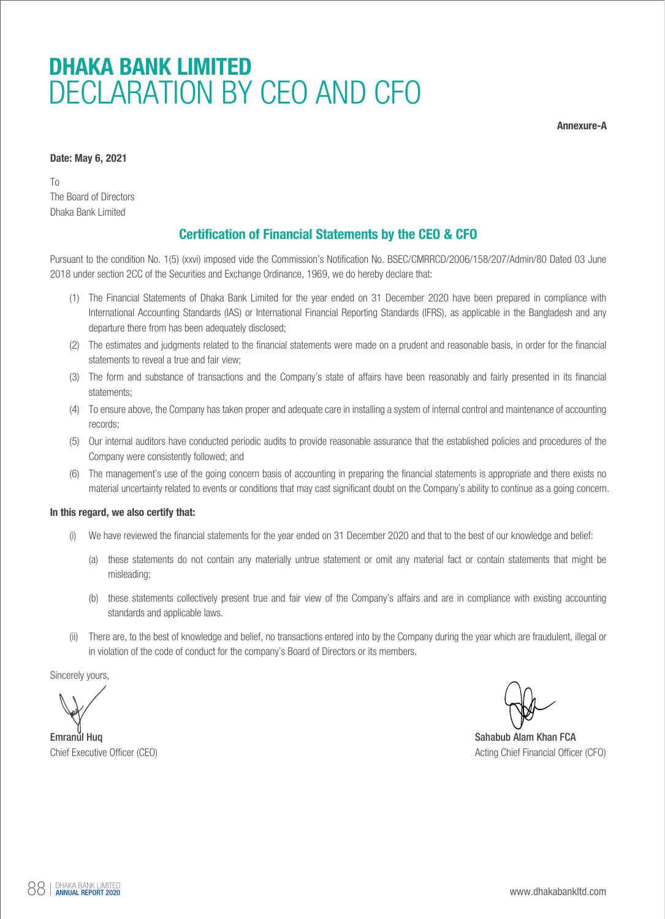# DHAKA BANK LIMITED
# DECLARATION BY CEO AND CFO

**Annexure-A**

**Date: May 6, 2021**

To
The Board of Directors
Dhaka Bank Limited

## Certification of Financial Statements by the CEO & CFO

Pursuant to the condition No. 1(5) (xxvi) imposed vide the Commission's Notification No. BSEC/CMRRCD/2006/158/207/Admin/80 Dated 03 June 2018 under section 2CC of the Securities and Exchange Ordinance, 1969, we do hereby declare that:

1. The Financial Statements of Dhaka Bank Limited for the year ended on 31 December 2020 have been prepared in compliance with International Accounting Standards (IAS) or International Financial Reporting Standards (IFRS), as applicable in the Bangladesh and any departure there from has been adequately disclosed;
2. The estimates and judgments related to the financial statements were made on a prudent and reasonable basis, in order for the financial statements to reveal a true and fair view;
3. The form and substance of transactions and the Company's state of affairs have been reasonably and fairly presented in its financial statements;
4. To ensure above, the Company has taken proper and adequate care in installing a system of internal control and maintenance of accounting records;
5. Our internal auditors have conducted periodic audits to provide reasonable assurance that the established policies and procedures of the Company were consistently followed; and
6. The management's use of the going concern basis of accounting in preparing the financial statements is appropriate and there exists no material uncertainty related to events or conditions that may cast significant doubt on the Company's ability to continue as a going concern.

**In this regard, we also certify that:**

(i) We have reviewed the financial statements for the year ended on 31 December 2020 and that to the best of our knowledge and belief:

(a) these statements do not contain any materially untrue statement or omit any material fact or contain statements that might be misleading;

(b) these statements collectively present true and fair view of the Company's affairs and are in compliance with existing accounting standards and applicable laws.

(ii) There are, to the best of knowledge and belief, no transactions entered into by the Company during the year which are fraudulent, illegal or in violation of the code of conduct for the company's Board of Directors or its members.

Sincerely yours,

**Emranul Huq**
Chief Executive Officer (CEO)

**Sahabub Alam Khan FCA**
Acting Chief Financial Officer (CFO)